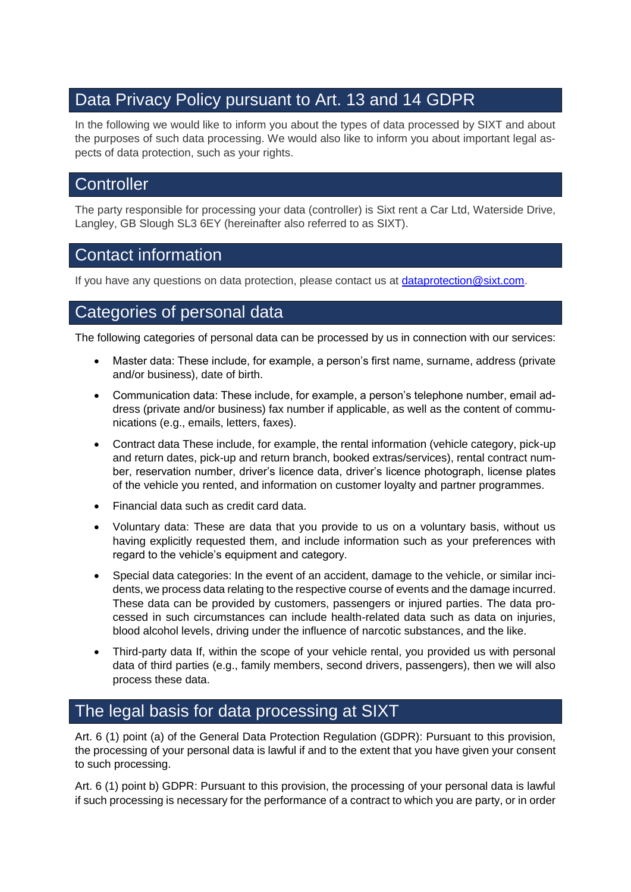# Data Privacy Policy pursuant to Art. 13 and 14 GDPR

In the following we would like to inform you about the types of data processed by SIXT and about the purposes of such data processing. We would also like to inform you about important legal aspects of data protection, such as your rights.

## Controller

The party responsible for processing your data (controller) is Sixt rent a Car Ltd, Waterside Drive, Langley, GB Slough SL3 6EY (hereinafter also referred to as SIXT).

## Contact information

If you have any questions on data protection, please contact us at [dataprotection@sixt.com](mailto:dataprotection@sixt.com).

## Categories of personal data

The following categories of personal data can be processed by us in connection with our services:

- Master data: These include, for example, a person's first name, surname, address (private and/or business), date of birth.
- Communication data: These include, for example, a person's telephone number, email address (private and/or business) fax number if applicable, as well as the content of communications (e.g., emails, letters, faxes).
- Contract data These include, for example, the rental information (vehicle category, pick-up and return dates, pick-up and return branch, booked extras/services), rental contract number, reservation number, driver's licence data, driver's licence photograph, license plates of the vehicle you rented, and information on customer loyalty and partner programmes.
- Financial data such as credit card data.
- Voluntary data: These are data that you provide to us on a voluntary basis, without us having explicitly requested them, and include information such as your preferences with regard to the vehicle's equipment and category.
- Special data categories: In the event of an accident, damage to the vehicle, or similar incidents, we process data relating to the respective course of events and the damage incurred. These data can be provided by customers, passengers or injured parties. The data processed in such circumstances can include health-related data such as data on injuries, blood alcohol levels, driving under the influence of narcotic substances, and the like.
- Third-party data If, within the scope of your vehicle rental, you provided us with personal data of third parties (e.g., family members, second drivers, passengers), then we will also process these data.

## The legal basis for data processing at SIXT

Art. 6 (1) point (a) of the General Data Protection Regulation (GDPR): Pursuant to this provision, the processing of your personal data is lawful if and to the extent that you have given your consent to such processing.

Art. 6 (1) point b) GDPR: Pursuant to this provision, the processing of your personal data is lawful if such processing is necessary for the performance of a contract to which you are party, or in order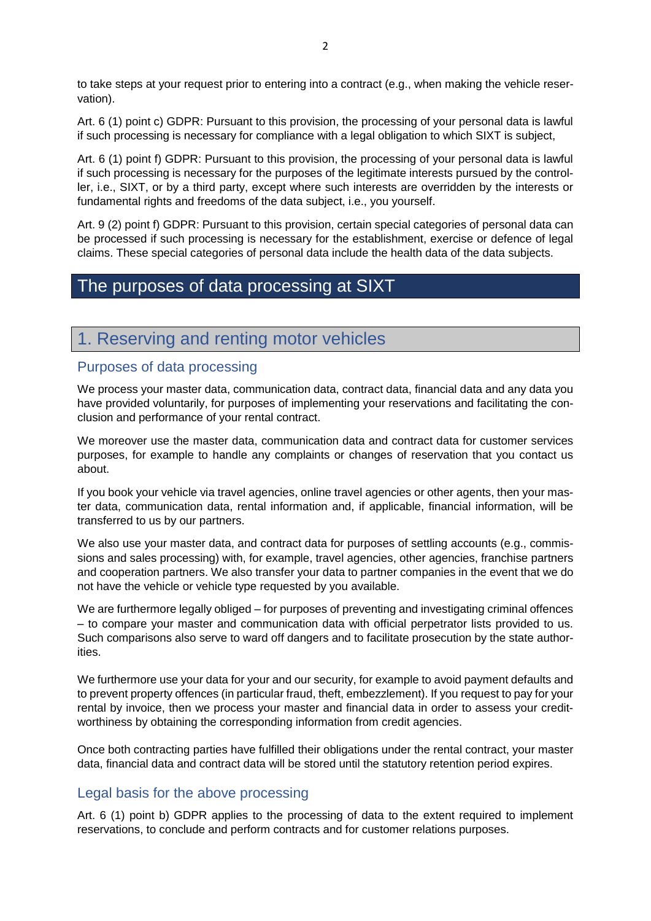to take steps at your request prior to entering into a contract (e.g., when making the vehicle reservation).

Art. 6 (1) point c) GDPR: Pursuant to this provision, the processing of your personal data is lawful if such processing is necessary for compliance with a legal obligation to which SIXT is subject,

Art. 6 (1) point f) GDPR: Pursuant to this provision, the processing of your personal data is lawful if such processing is necessary for the purposes of the legitimate interests pursued by the controller, i.e., SIXT, or by a third party, except where such interests are overridden by the interests or fundamental rights and freedoms of the data subject, i.e., you yourself.

Art. 9 (2) point f) GDPR: Pursuant to this provision, certain special categories of personal data can be processed if such processing is necessary for the establishment, exercise or defence of legal claims. These special categories of personal data include the health data of the data subjects.

# The purposes of data processing at SIXT

## 1. Reserving and renting motor vehicles

### Purposes of data processing

We process your master data, communication data, contract data, financial data and any data you have provided voluntarily, for purposes of implementing your reservations and facilitating the conclusion and performance of your rental contract.

We moreover use the master data, communication data and contract data for customer services purposes, for example to handle any complaints or changes of reservation that you contact us about.

If you book your vehicle via travel agencies, online travel agencies or other agents, then your master data, communication data, rental information and, if applicable, financial information, will be transferred to us by our partners.

We also use your master data, and contract data for purposes of settling accounts (e.g., commissions and sales processing) with, for example, travel agencies, other agencies, franchise partners and cooperation partners. We also transfer your data to partner companies in the event that we do not have the vehicle or vehicle type requested by you available.

We are furthermore legally obliged – for purposes of preventing and investigating criminal offences – to compare your master and communication data with official perpetrator lists provided to us. Such comparisons also serve to ward off dangers and to facilitate prosecution by the state authorities.

We furthermore use your data for your and our security, for example to avoid payment defaults and to prevent property offences (in particular fraud, theft, embezzlement). If you request to pay for your rental by invoice, then we process your master and financial data in order to assess your creditworthiness by obtaining the corresponding information from credit agencies.

Once both contracting parties have fulfilled their obligations under the rental contract, your master data, financial data and contract data will be stored until the statutory retention period expires.

### Legal basis for the above processing

Art. 6 (1) point b) GDPR applies to the processing of data to the extent required to implement reservations, to conclude and perform contracts and for customer relations purposes.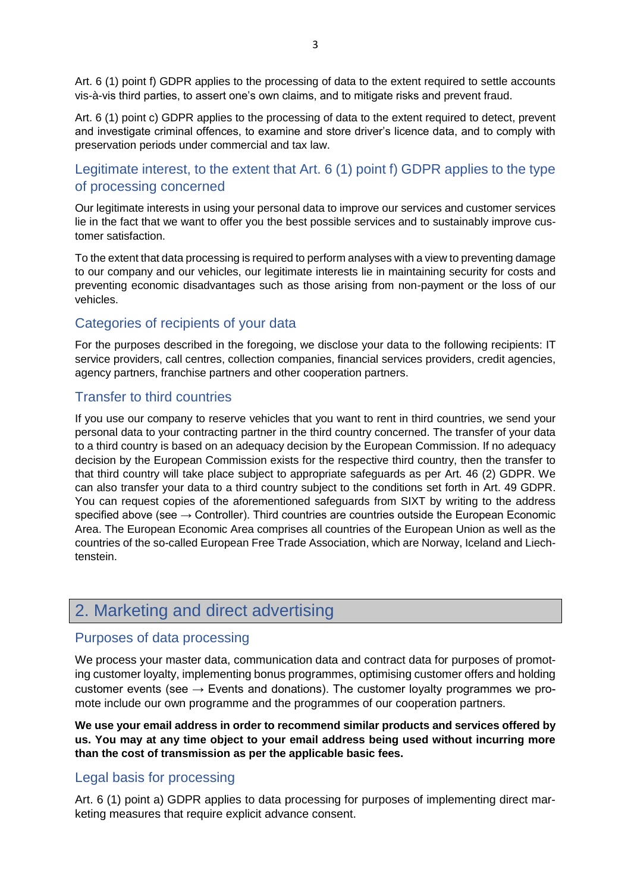Art. 6 (1) point f) GDPR applies to the processing of data to the extent required to settle accounts vis-à-vis third parties, to assert one's own claims, and to mitigate risks and prevent fraud.

Art. 6 (1) point c) GDPR applies to the processing of data to the extent required to detect, prevent and investigate criminal offences, to examine and store driver's licence data, and to comply with preservation periods under commercial and tax law.

### Legitimate interest, to the extent that Art. 6 (1) point f) GDPR applies to the type of processing concerned

Our legitimate interests in using your personal data to improve our services and customer services lie in the fact that we want to offer you the best possible services and to sustainably improve customer satisfaction.

To the extent that data processing is required to perform analyses with a view to preventing damage to our company and our vehicles, our legitimate interests lie in maintaining security for costs and preventing economic disadvantages such as those arising from non-payment or the loss of our vehicles.

### Categories of recipients of your data

For the purposes described in the foregoing, we disclose your data to the following recipients: IT service providers, call centres, collection companies, financial services providers, credit agencies, agency partners, franchise partners and other cooperation partners.

### Transfer to third countries

If you use our company to reserve vehicles that you want to rent in third countries, we send your personal data to your contracting partner in the third country concerned. The transfer of your data to a third country is based on an adequacy decision by the European Commission. If no adequacy decision by the European Commission exists for the respective third country, then the transfer to that third country will take place subject to appropriate safeguards as per Art. 46 (2) GDPR. We can also transfer your data to a third country subject to the conditions set forth in Art. 49 GDPR. You can request copies of the aforementioned safeguards from SIXT by writing to the address specified above (see → Controller). Third countries are countries outside the European Economic Area. The European Economic Area comprises all countries of the European Union as well as the countries of the so-called European Free Trade Association, which are Norway, Iceland and Liechtenstein.

## 2. Marketing and direct advertising

### Purposes of data processing

We process your master data, communication data and contract data for purposes of promoting customer loyalty, implementing bonus programmes, optimising customer offers and holding customer events (see → Events and donations). The customer loyalty programmes we promote include our own programme and the programmes of our cooperation partners.

**We use your email address in order to recommend similar products and services offered by us. You may at any time object to your email address being used without incurring more than the cost of transmission as per the applicable basic fees.**

### Legal basis for processing

Art. 6 (1) point a) GDPR applies to data processing for purposes of implementing direct marketing measures that require explicit advance consent.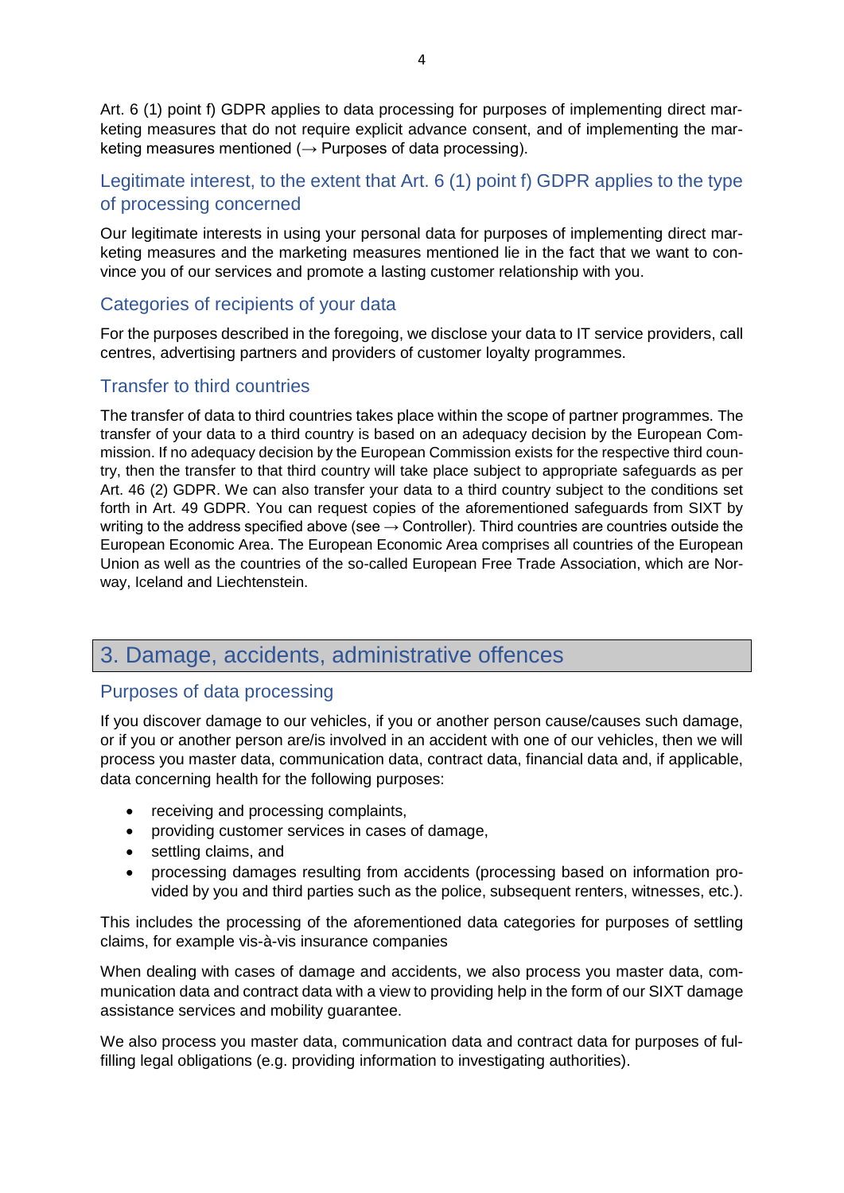Art. 6 (1) point f) GDPR applies to data processing for purposes of implementing direct marketing measures that do not require explicit advance consent, and of implementing the marketing measures mentioned (→ Purposes of data processing).

### Legitimate interest, to the extent that Art. 6 (1) point f) GDPR applies to the type of processing concerned

Our legitimate interests in using your personal data for purposes of implementing direct marketing measures and the marketing measures mentioned lie in the fact that we want to convince you of our services and promote a lasting customer relationship with you.

### Categories of recipients of your data

For the purposes described in the foregoing, we disclose your data to IT service providers, call centres, advertising partners and providers of customer loyalty programmes.

### Transfer to third countries

The transfer of data to third countries takes place within the scope of partner programmes. The transfer of your data to a third country is based on an adequacy decision by the European Commission. If no adequacy decision by the European Commission exists for the respective third country, then the transfer to that third country will take place subject to appropriate safeguards as per Art. 46 (2) GDPR. We can also transfer your data to a third country subject to the conditions set forth in Art. 49 GDPR. You can request copies of the aforementioned safeguards from SIXT by writing to the address specified above (see → Controller). Third countries are countries outside the European Economic Area. The European Economic Area comprises all countries of the European Union as well as the countries of the so-called European Free Trade Association, which are Norway, Iceland and Liechtenstein.

## 3. Damage, accidents, administrative offences

### Purposes of data processing

If you discover damage to our vehicles, if you or another person cause/causes such damage, or if you or another person are/is involved in an accident with one of our vehicles, then we will process you master data, communication data, contract data, financial data and, if applicable, data concerning health for the following purposes:

- receiving and processing complaints,
- providing customer services in cases of damage,
- settling claims, and
- processing damages resulting from accidents (processing based on information provided by you and third parties such as the police, subsequent renters, witnesses, etc.).

This includes the processing of the aforementioned data categories for purposes of settling claims, for example vis-à-vis insurance companies

When dealing with cases of damage and accidents, we also process you master data, communication data and contract data with a view to providing help in the form of our SIXT damage assistance services and mobility guarantee.

We also process you master data, communication data and contract data for purposes of fulfilling legal obligations (e.g. providing information to investigating authorities).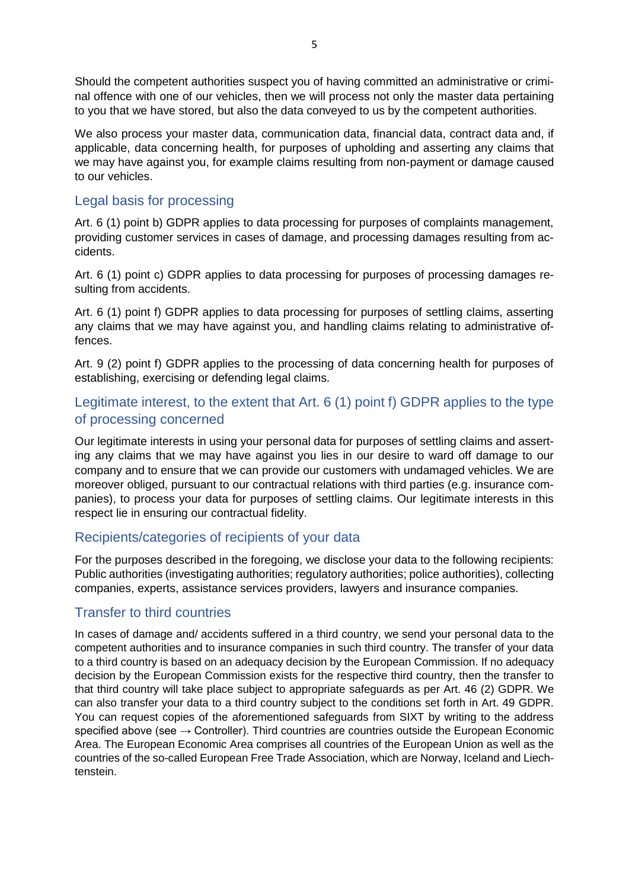Should the competent authorities suspect you of having committed an administrative or criminal offence with one of our vehicles, then we will process not only the master data pertaining to you that we have stored, but also the data conveyed to us by the competent authorities.

We also process your master data, communication data, financial data, contract data and, if applicable, data concerning health, for purposes of upholding and asserting any claims that we may have against you, for example claims resulting from non-payment or damage caused to our vehicles.

## Legal basis for processing

Art. 6 (1) point b) GDPR applies to data processing for purposes of complaints management, providing customer services in cases of damage, and processing damages resulting from accidents.

Art. 6 (1) point c) GDPR applies to data processing for purposes of processing damages resulting from accidents.

Art. 6 (1) point f) GDPR applies to data processing for purposes of settling claims, asserting any claims that we may have against you, and handling claims relating to administrative offences.

Art. 9 (2) point f) GDPR applies to the processing of data concerning health for purposes of establishing, exercising or defending legal claims.

## Legitimate interest, to the extent that Art. 6 (1) point f) GDPR applies to the type of processing concerned

Our legitimate interests in using your personal data for purposes of settling claims and asserting any claims that we may have against you lies in our desire to ward off damage to our company and to ensure that we can provide our customers with undamaged vehicles. We are moreover obliged, pursuant to our contractual relations with third parties (e.g. insurance companies), to process your data for purposes of settling claims. Our legitimate interests in this respect lie in ensuring our contractual fidelity.

## Recipients/categories of recipients of your data

For the purposes described in the foregoing, we disclose your data to the following recipients: Public authorities (investigating authorities; regulatory authorities; police authorities), collecting companies, experts, assistance services providers, lawyers and insurance companies.

## Transfer to third countries

In cases of damage and/ accidents suffered in a third country, we send your personal data to the competent authorities and to insurance companies in such third country. The transfer of your data to a third country is based on an adequacy decision by the European Commission. If no adequacy decision by the European Commission exists for the respective third country, then the transfer to that third country will take place subject to appropriate safeguards as per Art. 46 (2) GDPR. We can also transfer your data to a third country subject to the conditions set forth in Art. 49 GDPR. You can request copies of the aforementioned safeguards from SIXT by writing to the address specified above (see → Controller). Third countries are countries outside the European Economic Area. The European Economic Area comprises all countries of the European Union as well as the countries of the so-called European Free Trade Association, which are Norway, Iceland and Liechtenstein.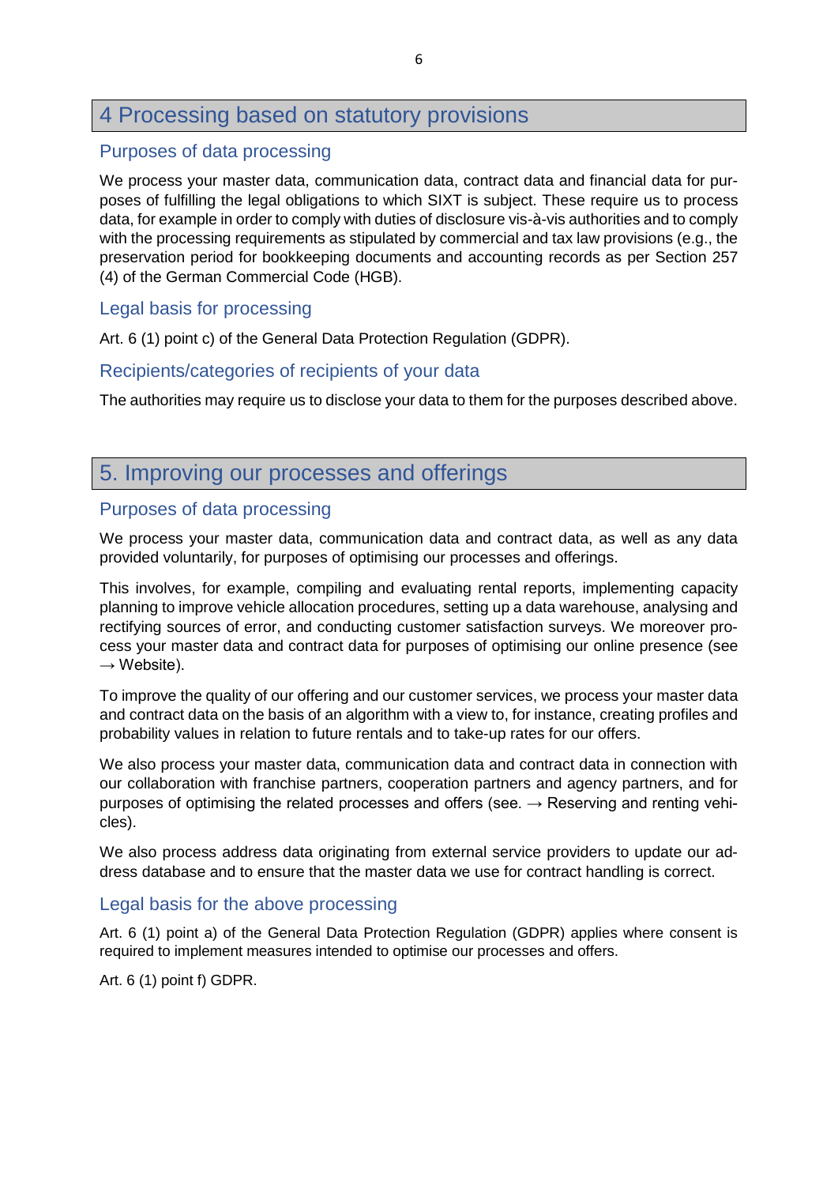## 4 Processing based on statutory provisions

### Purposes of data processing

We process your master data, communication data, contract data and financial data for purposes of fulfilling the legal obligations to which SIXT is subject. These require us to process data, for example in order to comply with duties of disclosure vis-à-vis authorities and to comply with the processing requirements as stipulated by commercial and tax law provisions (e.g., the preservation period for bookkeeping documents and accounting records as per Section 257 (4) of the German Commercial Code (HGB).

### Legal basis for processing

Art. 6 (1) point c) of the General Data Protection Regulation (GDPR).

### Recipients/categories of recipients of your data

The authorities may require us to disclose your data to them for the purposes described above.

## 5. Improving our processes and offerings

### Purposes of data processing

We process your master data, communication data and contract data, as well as any data provided voluntarily, for purposes of optimising our processes and offerings.

This involves, for example, compiling and evaluating rental reports, implementing capacity planning to improve vehicle allocation procedures, setting up a data warehouse, analysing and rectifying sources of error, and conducting customer satisfaction surveys. We moreover process your master data and contract data for purposes of optimising our online presence (see → Website).

To improve the quality of our offering and our customer services, we process your master data and contract data on the basis of an algorithm with a view to, for instance, creating profiles and probability values in relation to future rentals and to take-up rates for our offers.

We also process your master data, communication data and contract data in connection with our collaboration with franchise partners, cooperation partners and agency partners, and for purposes of optimising the related processes and offers (see. → Reserving and renting vehicles).

We also process address data originating from external service providers to update our address database and to ensure that the master data we use for contract handling is correct.

### Legal basis for the above processing

Art. 6 (1) point a) of the General Data Protection Regulation (GDPR) applies where consent is required to implement measures intended to optimise our processes and offers.

Art. 6 (1) point f) GDPR.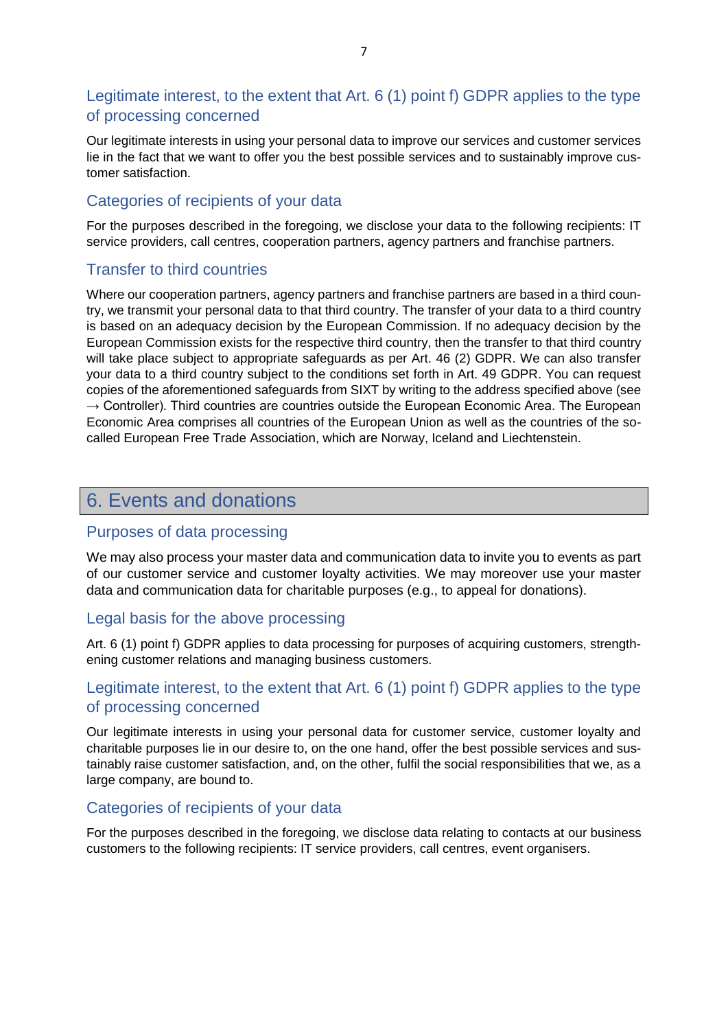### Legitimate interest, to the extent that Art. 6 (1) point f) GDPR applies to the type of processing concerned

Our legitimate interests in using your personal data to improve our services and customer services lie in the fact that we want to offer you the best possible services and to sustainably improve customer satisfaction.

### Categories of recipients of your data

For the purposes described in the foregoing, we disclose your data to the following recipients: IT service providers, call centres, cooperation partners, agency partners and franchise partners.

### Transfer to third countries

Where our cooperation partners, agency partners and franchise partners are based in a third country, we transmit your personal data to that third country. The transfer of your data to a third country is based on an adequacy decision by the European Commission. If no adequacy decision by the European Commission exists for the respective third country, then the transfer to that third country will take place subject to appropriate safeguards as per Art. 46 (2) GDPR. We can also transfer your data to a third country subject to the conditions set forth in Art. 49 GDPR. You can request copies of the aforementioned safeguards from SIXT by writing to the address specified above (see → Controller). Third countries are countries outside the European Economic Area. The European Economic Area comprises all countries of the European Union as well as the countries of the so-called European Free Trade Association, which are Norway, Iceland and Liechtenstein.

## 6. Events and donations

### Purposes of data processing

We may also process your master data and communication data to invite you to events as part of our customer service and customer loyalty activities. We may moreover use your master data and communication data for charitable purposes (e.g., to appeal for donations).

### Legal basis for the above processing

Art. 6 (1) point f) GDPR applies to data processing for purposes of acquiring customers, strengthening customer relations and managing business customers.

### Legitimate interest, to the extent that Art. 6 (1) point f) GDPR applies to the type of processing concerned

Our legitimate interests in using your personal data for customer service, customer loyalty and charitable purposes lie in our desire to, on the one hand, offer the best possible services and sustainably raise customer satisfaction, and, on the other, fulfil the social responsibilities that we, as a large company, are bound to.

### Categories of recipients of your data

For the purposes described in the foregoing, we disclose data relating to contacts at our business customers to the following recipients: IT service providers, call centres, event organisers.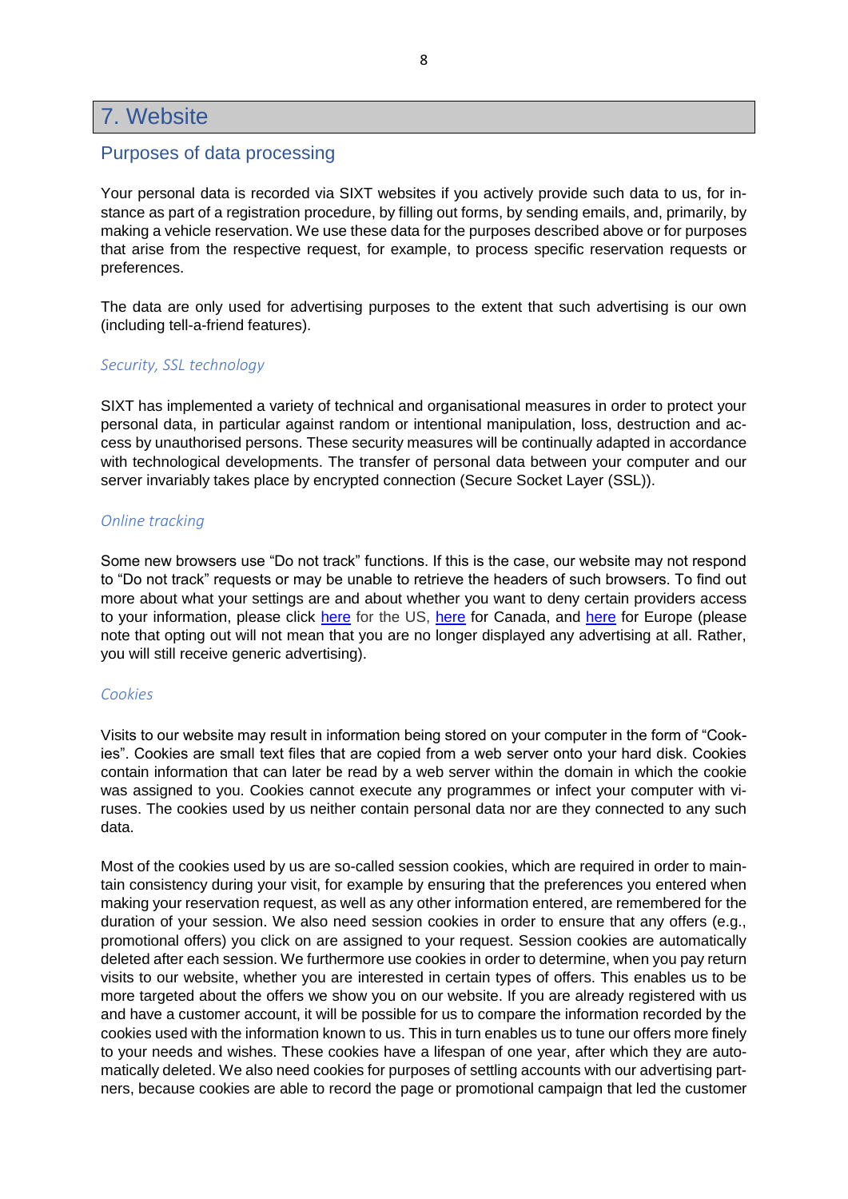# 7. Website

## Purposes of data processing

Your personal data is recorded via SIXT websites if you actively provide such data to us, for instance as part of a registration procedure, by filling out forms, by sending emails, and, primarily, by making a vehicle reservation. We use these data for the purposes described above or for purposes that arise from the respective request, for example, to process specific reservation requests or preferences.

The data are only used for advertising purposes to the extent that such advertising is our own (including tell-a-friend features).

### *Security, SSL technology*

SIXT has implemented a variety of technical and organisational measures in order to protect your personal data, in particular against random or intentional manipulation, loss, destruction and access by unauthorised persons. These security measures will be continually adapted in accordance with technological developments. The transfer of personal data between your computer and our server invariably takes place by encrypted connection (Secure Socket Layer (SSL)).

### *Online tracking*

Some new browsers use "Do not track" functions. If this is the case, our website may not respond to "Do not track" requests or may be unable to retrieve the headers of such browsers. To find out more about what your settings are and about whether you want to deny certain providers access to your information, please click here for the US, here for Canada, and here for Europe (please note that opting out will not mean that you are no longer displayed any advertising at all. Rather, you will still receive generic advertising).

### *Cookies*

Visits to our website may result in information being stored on your computer in the form of "Cookies". Cookies are small text files that are copied from a web server onto your hard disk. Cookies contain information that can later be read by a web server within the domain in which the cookie was assigned to you. Cookies cannot execute any programmes or infect your computer with viruses. The cookies used by us neither contain personal data nor are they connected to any such data.

Most of the cookies used by us are so-called session cookies, which are required in order to maintain consistency during your visit, for example by ensuring that the preferences you entered when making your reservation request, as well as any other information entered, are remembered for the duration of your session. We also need session cookies in order to ensure that any offers (e.g., promotional offers) you click on are assigned to your request. Session cookies are automatically deleted after each session. We furthermore use cookies in order to determine, when you pay return visits to our website, whether you are interested in certain types of offers. This enables us to be more targeted about the offers we show you on our website. If you are already registered with us and have a customer account, it will be possible for us to compare the information recorded by the cookies used with the information known to us. This in turn enables us to tune our offers more finely to your needs and wishes. These cookies have a lifespan of one year, after which they are automatically deleted. We also need cookies for purposes of settling accounts with our advertising partners, because cookies are able to record the page or promotional campaign that led the customer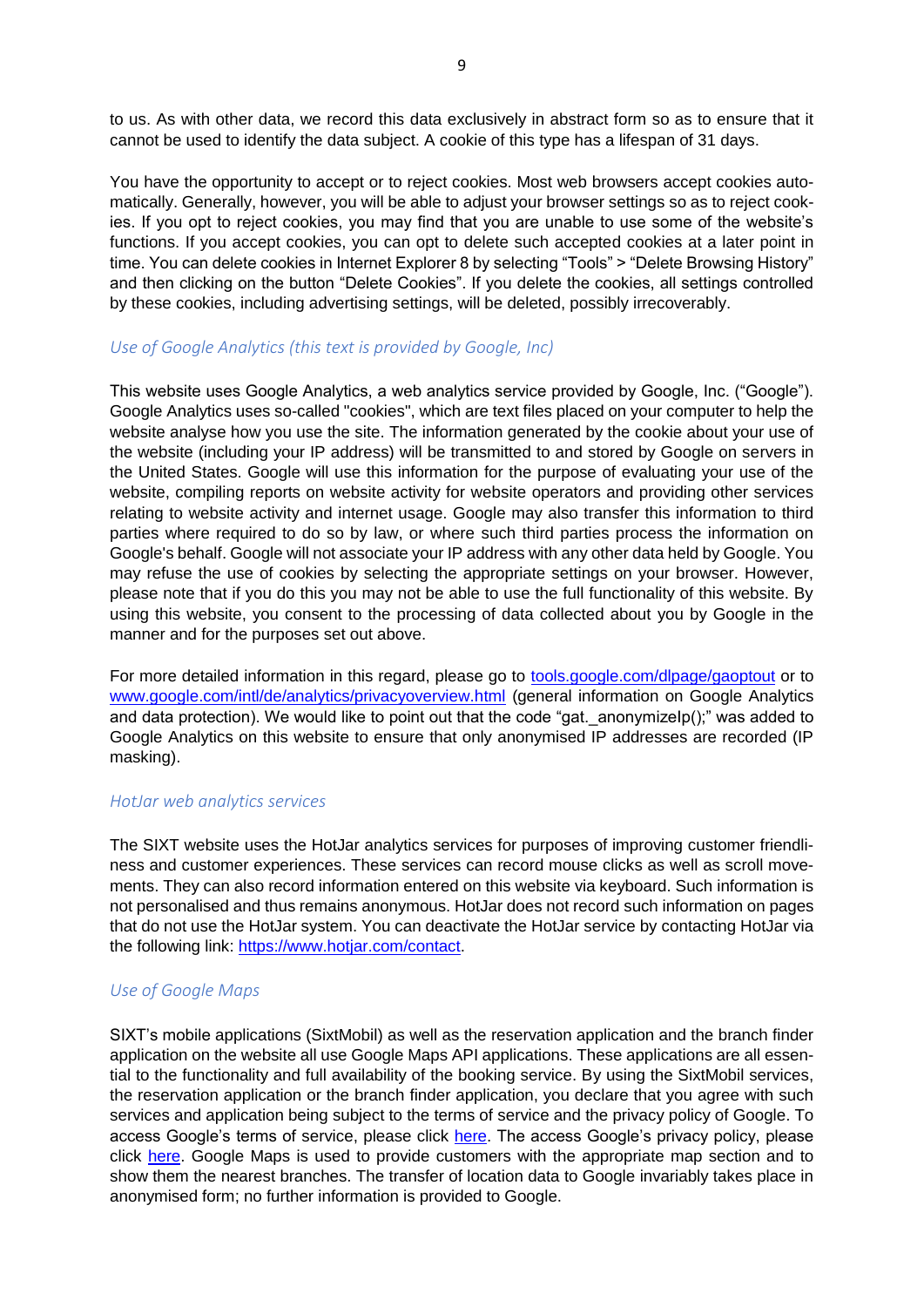to us. As with other data, we record this data exclusively in abstract form so as to ensure that it cannot be used to identify the data subject. A cookie of this type has a lifespan of 31 days.

You have the opportunity to accept or to reject cookies. Most web browsers accept cookies automatically. Generally, however, you will be able to adjust your browser settings so as to reject cookies. If you opt to reject cookies, you may find that you are unable to use some of the website's functions. If you accept cookies, you can opt to delete such accepted cookies at a later point in time. You can delete cookies in Internet Explorer 8 by selecting "Tools" > "Delete Browsing History" and then clicking on the button "Delete Cookies". If you delete the cookies, all settings controlled by these cookies, including advertising settings, will be deleted, possibly irrecoverably.

### *Use of Google Analytics (this text is provided by Google, Inc)*

This website uses Google Analytics, a web analytics service provided by Google, Inc. ("Google"). Google Analytics uses so-called "cookies", which are text files placed on your computer to help the website analyse how you use the site. The information generated by the cookie about your use of the website (including your IP address) will be transmitted to and stored by Google on servers in the United States. Google will use this information for the purpose of evaluating your use of the website, compiling reports on website activity for website operators and providing other services relating to website activity and internet usage. Google may also transfer this information to third parties where required to do so by law, or where such third parties process the information on Google's behalf. Google will not associate your IP address with any other data held by Google. You may refuse the use of cookies by selecting the appropriate settings on your browser. However, please note that if you do this you may not be able to use the full functionality of this website. By using this website, you consent to the processing of data collected about you by Google in the manner and for the purposes set out above.

For more detailed information in this regard, please go to [tools.google.com/dlpage/gaoptout](tools.google.com/dlpage/gaoptout) or to [www.google.com/intl/de/analytics/privacyoverview.html](www.google.com/intl/de/analytics/privacyoverview.html) (general information on Google Analytics and data protection). We would like to point out that the code "gat._anonymizeIp();" was added to Google Analytics on this website to ensure that only anonymised IP addresses are recorded (IP masking).

### *HotJar web analytics services*

The SIXT website uses the HotJar analytics services for purposes of improving customer friendliness and customer experiences. These services can record mouse clicks as well as scroll movements. They can also record information entered on this website via keyboard. Such information is not personalised and thus remains anonymous. HotJar does not record such information on pages that do not use the HotJar system. You can deactivate the HotJar service by contacting HotJar via the following link: [https://www.hotjar.com/contact](https://www.hotjar.com/contact).

### *Use of Google Maps*

SIXT's mobile applications (SixtMobil) as well as the reservation application and the branch finder application on the website all use Google Maps API applications. These applications are all essential to the functionality and full availability of the booking service. By using the SixtMobil services, the reservation application or the branch finder application, you declare that you agree with such services and application being subject to the terms of service and the privacy policy of Google. To access Google's terms of service, please click here. The access Google's privacy policy, please click here. Google Maps is used to provide customers with the appropriate map section and to show them the nearest branches. The transfer of location data to Google invariably takes place in anonymised form; no further information is provided to Google.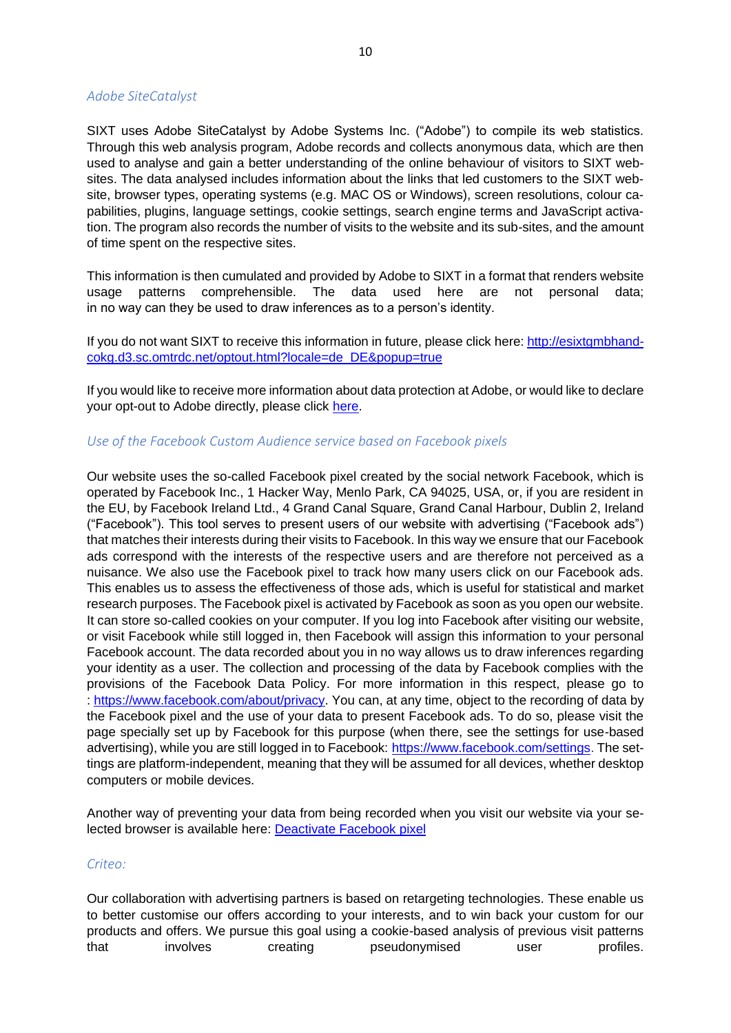*Adobe SiteCatalyst*

SIXT uses Adobe SiteCatalyst by Adobe Systems Inc. ("Adobe") to compile its web statistics. Through this web analysis program, Adobe records and collects anonymous data, which are then used to analyse and gain a better understanding of the online behaviour of visitors to SIXT websites. The data analysed includes information about the links that led customers to the SIXT website, browser types, operating systems (e.g. MAC OS or Windows), screen resolutions, colour capabilities, plugins, language settings, cookie settings, search engine terms and JavaScript activation. The program also records the number of visits to the website and its sub-sites, and the amount of time spent on the respective sites.

This information is then cumulated and provided by Adobe to SIXT in a format that renders website usage patterns comprehensible. The data used here are not personal data; in no way can they be used to draw inferences as to a person's identity.

If you do not want SIXT to receive this information in future, please click here: [http://esixtgmbhand-cokg.d3.sc.omtrdc.net/optout.html?locale=de_DE&popup=true](http://esixtgmbhand-cokg.d3.sc.omtrdc.net/optout.html?locale=de_DE&popup=true)

If you would like to receive more information about data protection at Adobe, or would like to declare your opt-out to Adobe directly, please click here.

*Use of the Facebook Custom Audience service based on Facebook pixels*

Our website uses the so-called Facebook pixel created by the social network Facebook, which is operated by Facebook Inc., 1 Hacker Way, Menlo Park, CA 94025, USA, or, if you are resident in the EU, by Facebook Ireland Ltd., 4 Grand Canal Square, Grand Canal Harbour, Dublin 2, Ireland ("Facebook"). This tool serves to present users of our website with advertising ("Facebook ads") that matches their interests during their visits to Facebook. In this way we ensure that our Facebook ads correspond with the interests of the respective users and are therefore not perceived as a nuisance. We also use the Facebook pixel to track how many users click on our Facebook ads. This enables us to assess the effectiveness of those ads, which is useful for statistical and market research purposes. The Facebook pixel is activated by Facebook as soon as you open our website. It can store so-called cookies on your computer. If you log into Facebook after visiting our website, or visit Facebook while still logged in, then Facebook will assign this information to your personal Facebook account. The data recorded about you in no way allows us to draw inferences regarding your identity as a user. The collection and processing of the data by Facebook complies with the provisions of the Facebook Data Policy. For more information in this respect, please go to : [https://www.facebook.com/about/privacy](https://www.facebook.com/about/privacy). You can, at any time, object to the recording of data by the Facebook pixel and the use of your data to present Facebook ads. To do so, please visit the page specially set up by Facebook for this purpose (when there, see the settings for use-based advertising), while you are still logged in to Facebook: [https://www.facebook.com/settings](https://www.facebook.com/settings). The settings are platform-independent, meaning that they will be assumed for all devices, whether desktop computers or mobile devices.

Another way of preventing your data from being recorded when you visit our website via your selected browser is available here: Deactivate Facebook pixel

*Criteo:*

Our collaboration with advertising partners is based on retargeting technologies. These enable us to better customise our offers according to your interests, and to win back your custom for our products and offers. We pursue this goal using a cookie-based analysis of previous visit patterns that involves creating pseudonymised user profiles.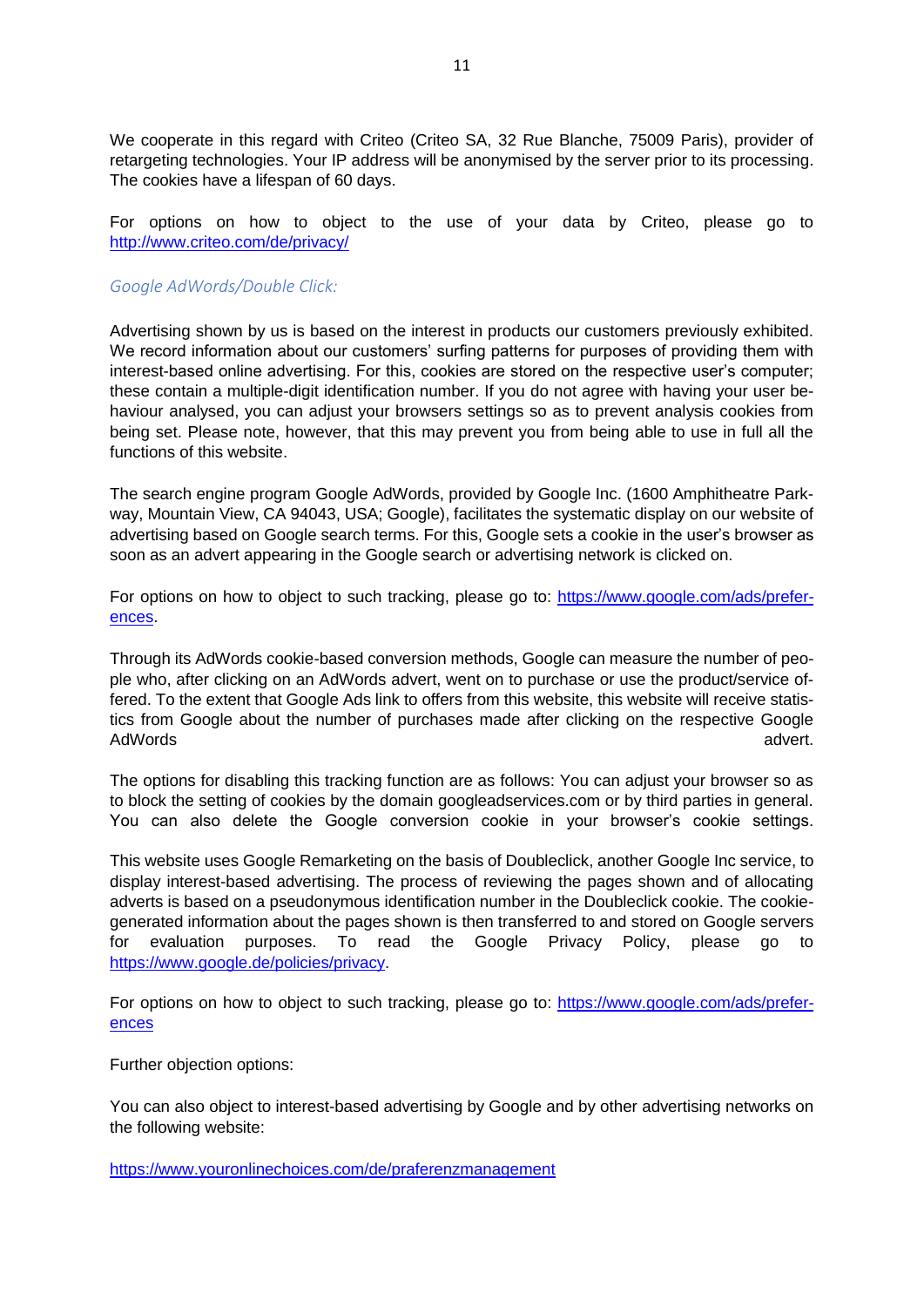We cooperate in this regard with Criteo (Criteo SA, 32 Rue Blanche, 75009 Paris), provider of retargeting technologies. Your IP address will be anonymised by the server prior to its processing. The cookies have a lifespan of 60 days.

For options on how to object to the use of your data by Criteo, please go to http://www.criteo.com/de/privacy/

*Google AdWords/Double Click:*

Advertising shown by us is based on the interest in products our customers previously exhibited. We record information about our customers' surfing patterns for purposes of providing them with interest-based online advertising. For this, cookies are stored on the respective user's computer; these contain a multiple-digit identification number. If you do not agree with having your user behaviour analysed, you can adjust your browsers settings so as to prevent analysis cookies from being set. Please note, however, that this may prevent you from being able to use in full all the functions of this website.

The search engine program Google AdWords, provided by Google Inc. (1600 Amphitheatre Parkway, Mountain View, CA 94043, USA; Google), facilitates the systematic display on our website of advertising based on Google search terms. For this, Google sets a cookie in the user's browser as soon as an advert appearing in the Google search or advertising network is clicked on.

For options on how to object to such tracking, please go to: https://www.google.com/ads/preferences.

Through its AdWords cookie-based conversion methods, Google can measure the number of people who, after clicking on an AdWords advert, went on to purchase or use the product/service offered. To the extent that Google Ads link to offers from this website, this website will receive statistics from Google about the number of purchases made after clicking on the respective Google AdWords advert.

The options for disabling this tracking function are as follows: You can adjust your browser so as to block the setting of cookies by the domain googleadservices.com or by third parties in general. You can also delete the Google conversion cookie in your browser's cookie settings.

This website uses Google Remarketing on the basis of Doubleclick, another Google Inc service, to display interest-based advertising. The process of reviewing the pages shown and of allocating adverts is based on a pseudonymous identification number in the Doubleclick cookie. The cookie-generated information about the pages shown is then transferred to and stored on Google servers for evaluation purposes. To read the Google Privacy Policy, please go to https://www.google.de/policies/privacy.

For options on how to object to such tracking, please go to: https://www.google.com/ads/preferences

Further objection options:

You can also object to interest-based advertising by Google and by other advertising networks on the following website:

https://www.youronlinechoices.com/de/praferenzmanagement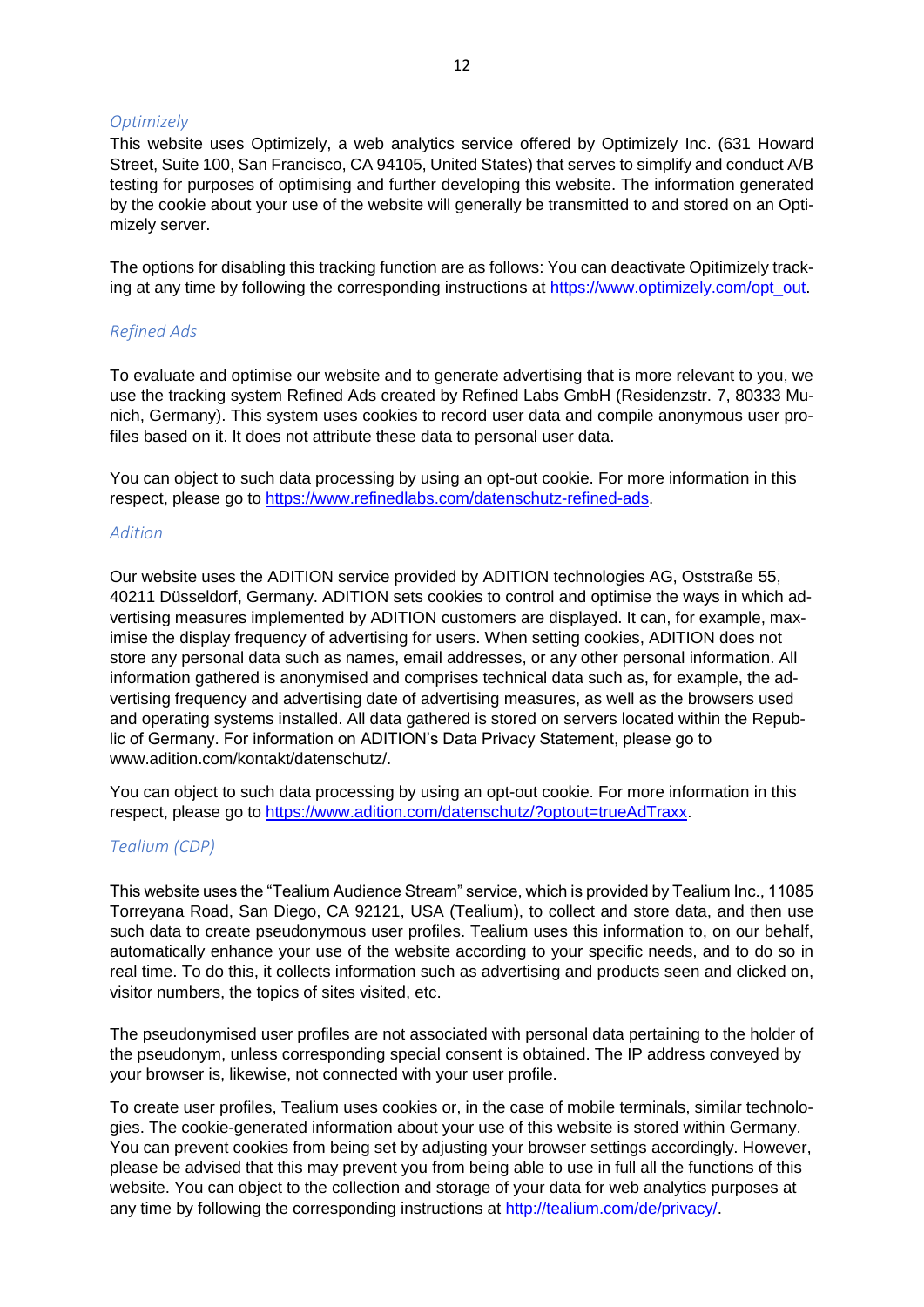### *Optimizely*

This website uses Optimizely, a web analytics service offered by Optimizely Inc. (631 Howard Street, Suite 100, San Francisco, CA 94105, United States) that serves to simplify and conduct A/B testing for purposes of optimising and further developing this website. The information generated by the cookie about your use of the website will generally be transmitted to and stored on an Optimizely server.

The options for disabling this tracking function are as follows: You can deactivate Opitimizely tracking at any time by following the corresponding instructions at https://www.optimizely.com/opt_out.

### *Refined Ads*

To evaluate and optimise our website and to generate advertising that is more relevant to you, we use the tracking system Refined Ads created by Refined Labs GmbH (Residenzstr. 7, 80333 Munich, Germany). This system uses cookies to record user data and compile anonymous user profiles based on it. It does not attribute these data to personal user data.

You can object to such data processing by using an opt-out cookie. For more information in this respect, please go to https://www.refinedlabs.com/datenschutz-refined-ads.

### *Adition*

Our website uses the ADITION service provided by ADITION technologies AG, Oststraße 55, 40211 Düsseldorf, Germany. ADITION sets cookies to control and optimise the ways in which advertising measures implemented by ADITION customers are displayed. It can, for example, maximise the display frequency of advertising for users. When setting cookies, ADITION does not store any personal data such as names, email addresses, or any other personal information. All information gathered is anonymised and comprises technical data such as, for example, the advertising frequency and advertising date of advertising measures, as well as the browsers used and operating systems installed. All data gathered is stored on servers located within the Republic of Germany. For information on ADITION's Data Privacy Statement, please go to www.adition.com/kontakt/datenschutz/.

You can object to such data processing by using an opt-out cookie. For more information in this respect, please go to https://www.adition.com/datenschutz/?optout=trueAdTraxx.

### *Tealium (CDP)*

This website uses the "Tealium Audience Stream" service, which is provided by Tealium Inc., 11085 Torreyana Road, San Diego, CA 92121, USA (Tealium), to collect and store data, and then use such data to create pseudonymous user profiles. Tealium uses this information to, on our behalf, automatically enhance your use of the website according to your specific needs, and to do so in real time. To do this, it collects information such as advertising and products seen and clicked on, visitor numbers, the topics of sites visited, etc.

The pseudonymised user profiles are not associated with personal data pertaining to the holder of the pseudonym, unless corresponding special consent is obtained. The IP address conveyed by your browser is, likewise, not connected with your user profile.

To create user profiles, Tealium uses cookies or, in the case of mobile terminals, similar technologies. The cookie-generated information about your use of this website is stored within Germany. You can prevent cookies from being set by adjusting your browser settings accordingly. However, please be advised that this may prevent you from being able to use in full all the functions of this website. You can object to the collection and storage of your data for web analytics purposes at any time by following the corresponding instructions at http://tealium.com/de/privacy/.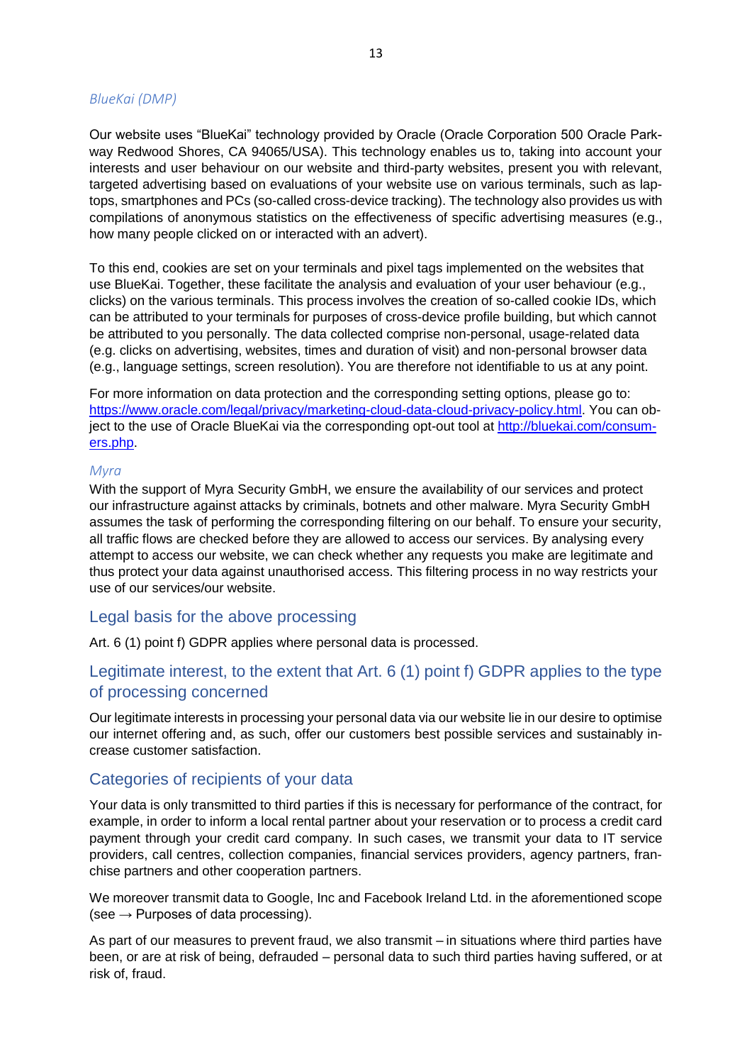### *BlueKai (DMP)*

Our website uses "BlueKai" technology provided by Oracle (Oracle Corporation 500 Oracle Parkway Redwood Shores, CA 94065/USA). This technology enables us to, taking into account your interests and user behaviour on our website and third-party websites, present you with relevant, targeted advertising based on evaluations of your website use on various terminals, such as laptops, smartphones and PCs (so-called cross-device tracking). The technology also provides us with compilations of anonymous statistics on the effectiveness of specific advertising measures (e.g., how many people clicked on or interacted with an advert).

To this end, cookies are set on your terminals and pixel tags implemented on the websites that use BlueKai. Together, these facilitate the analysis and evaluation of your user behaviour (e.g., clicks) on the various terminals. This process involves the creation of so-called cookie IDs, which can be attributed to your terminals for purposes of cross-device profile building, but which cannot be attributed to you personally. The data collected comprise non-personal, usage-related data (e.g. clicks on advertising, websites, times and duration of visit) and non-personal browser data (e.g., language settings, screen resolution). You are therefore not identifiable to us at any point.

For more information on data protection and the corresponding setting options, please go to: [https://www.oracle.com/legal/privacy/marketing-cloud-data-cloud-privacy-policy.html](https://www.oracle.com/legal/privacy/marketing-cloud-data-cloud-privacy-policy.html). You can object to the use of Oracle BlueKai via the corresponding opt-out tool at [http://bluekai.com/consumers.php](http://bluekai.com/consumers.php).

### *Myra*

With the support of Myra Security GmbH, we ensure the availability of our services and protect our infrastructure against attacks by criminals, botnets and other malware. Myra Security GmbH assumes the task of performing the corresponding filtering on our behalf. To ensure your security, all traffic flows are checked before they are allowed to access our services. By analysing every attempt to access our website, we can check whether any requests you make are legitimate and thus protect your data against unauthorised access. This filtering process in no way restricts your use of our services/our website.

## Legal basis for the above processing

Art. 6 (1) point f) GDPR applies where personal data is processed.

## Legitimate interest, to the extent that Art. 6 (1) point f) GDPR applies to the type of processing concerned

Our legitimate interests in processing your personal data via our website lie in our desire to optimise our internet offering and, as such, offer our customers best possible services and sustainably increase customer satisfaction.

## Categories of recipients of your data

Your data is only transmitted to third parties if this is necessary for performance of the contract, for example, in order to inform a local rental partner about your reservation or to process a credit card payment through your credit card company. In such cases, we transmit your data to IT service providers, call centres, collection companies, financial services providers, agency partners, franchise partners and other cooperation partners.

We moreover transmit data to Google, Inc and Facebook Ireland Ltd. in the aforementioned scope (see → Purposes of data processing).

As part of our measures to prevent fraud, we also transmit – in situations where third parties have been, or are at risk of being, defrauded – personal data to such third parties having suffered, or at risk of, fraud.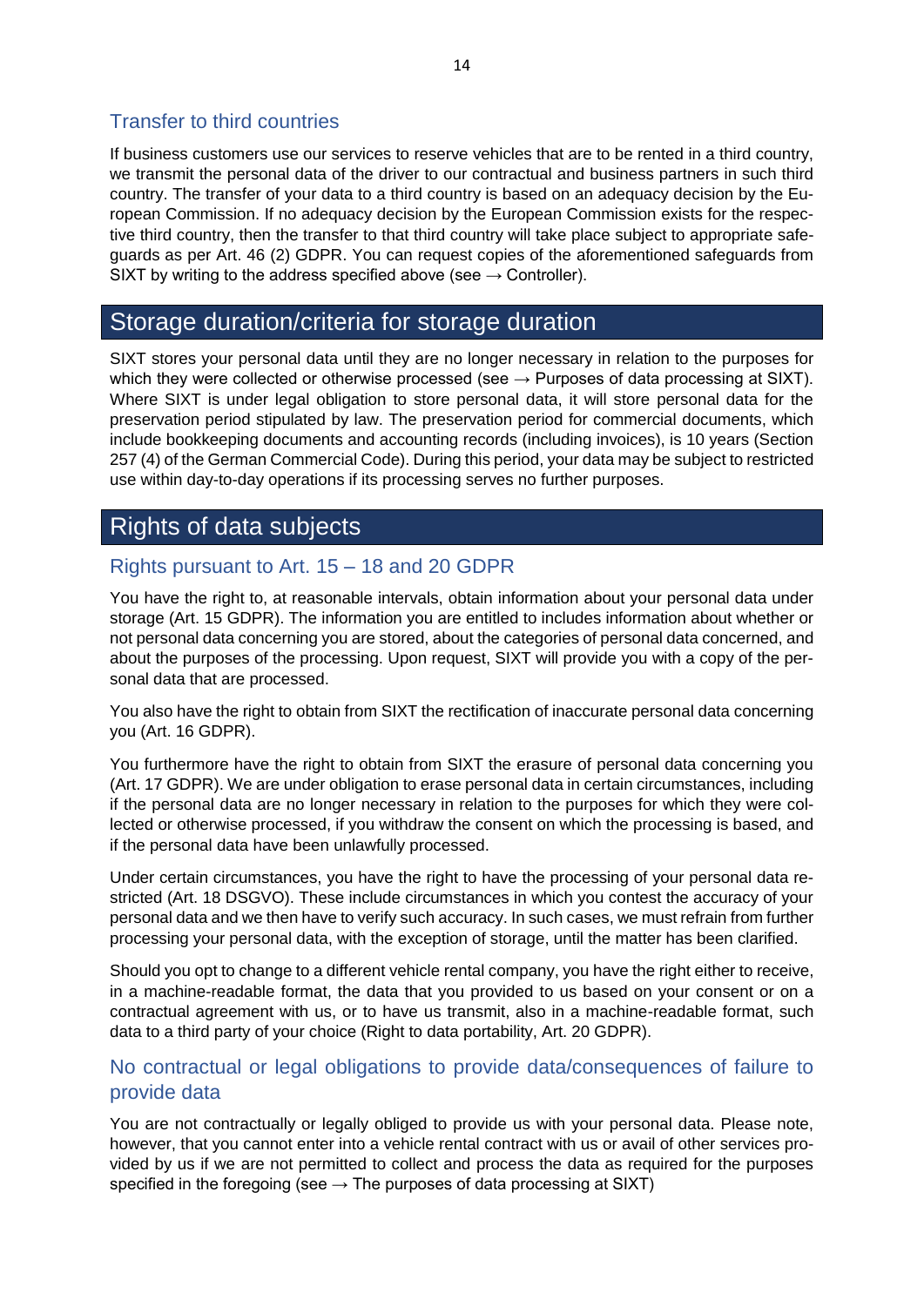### Transfer to third countries

If business customers use our services to reserve vehicles that are to be rented in a third country, we transmit the personal data of the driver to our contractual and business partners in such third country. The transfer of your data to a third country is based on an adequacy decision by the European Commission. If no adequacy decision by the European Commission exists for the respective third country, then the transfer to that third country will take place subject to appropriate safeguards as per Art. 46 (2) GDPR. You can request copies of the aforementioned safeguards from SIXT by writing to the address specified above (see → Controller).

## Storage duration/criteria for storage duration

SIXT stores your personal data until they are no longer necessary in relation to the purposes for which they were collected or otherwise processed (see → Purposes of data processing at SIXT). Where SIXT is under legal obligation to store personal data, it will store personal data for the preservation period stipulated by law. The preservation period for commercial documents, which include bookkeeping documents and accounting records (including invoices), is 10 years (Section 257 (4) of the German Commercial Code). During this period, your data may be subject to restricted use within day-to-day operations if its processing serves no further purposes.

## Rights of data subjects

### Rights pursuant to Art. 15 – 18 and 20 GDPR

You have the right to, at reasonable intervals, obtain information about your personal data under storage (Art. 15 GDPR). The information you are entitled to includes information about whether or not personal data concerning you are stored, about the categories of personal data concerned, and about the purposes of the processing. Upon request, SIXT will provide you with a copy of the personal data that are processed.

You also have the right to obtain from SIXT the rectification of inaccurate personal data concerning you (Art. 16 GDPR).

You furthermore have the right to obtain from SIXT the erasure of personal data concerning you (Art. 17 GDPR). We are under obligation to erase personal data in certain circumstances, including if the personal data are no longer necessary in relation to the purposes for which they were collected or otherwise processed, if you withdraw the consent on which the processing is based, and if the personal data have been unlawfully processed.

Under certain circumstances, you have the right to have the processing of your personal data restricted (Art. 18 DSGVO). These include circumstances in which you contest the accuracy of your personal data and we then have to verify such accuracy. In such cases, we must refrain from further processing your personal data, with the exception of storage, until the matter has been clarified.

Should you opt to change to a different vehicle rental company, you have the right either to receive, in a machine-readable format, the data that you provided to us based on your consent or on a contractual agreement with us, or to have us transmit, also in a machine-readable format, such data to a third party of your choice (Right to data portability, Art. 20 GDPR).

### No contractual or legal obligations to provide data/consequences of failure to provide data

You are not contractually or legally obliged to provide us with your personal data. Please note, however, that you cannot enter into a vehicle rental contract with us or avail of other services provided by us if we are not permitted to collect and process the data as required for the purposes specified in the foregoing (see → The purposes of data processing at SIXT)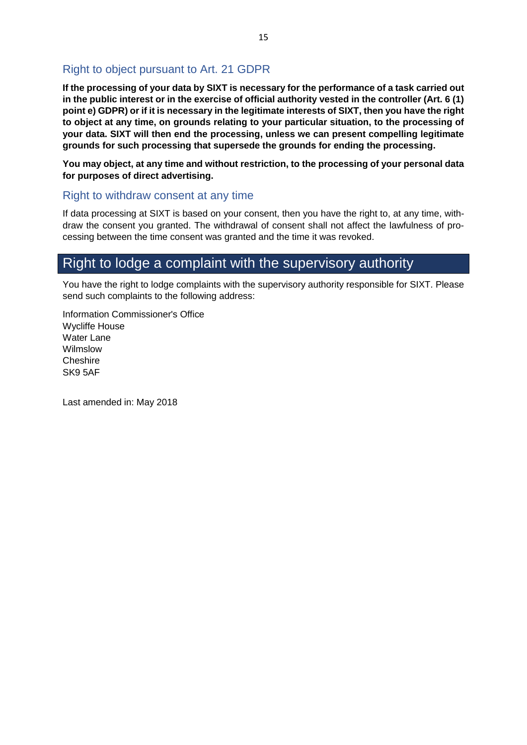### Right to object pursuant to Art. 21 GDPR

**If the processing of your data by SIXT is necessary for the performance of a task carried out in the public interest or in the exercise of official authority vested in the controller (Art. 6 (1) point e) GDPR) or if it is necessary in the legitimate interests of SIXT, then you have the right to object at any time, on grounds relating to your particular situation, to the processing of your data. SIXT will then end the processing, unless we can present compelling legitimate grounds for such processing that supersede the grounds for ending the processing.**

**You may object, at any time and without restriction, to the processing of your personal data for purposes of direct advertising.**

### Right to withdraw consent at any time

If data processing at SIXT is based on your consent, then you have the right to, at any time, withdraw the consent you granted. The withdrawal of consent shall not affect the lawfulness of processing between the time consent was granted and the time it was revoked.

## Right to lodge a complaint with the supervisory authority

You have the right to lodge complaints with the supervisory authority responsible for SIXT. Please send such complaints to the following address:

Information Commissioner's Office
Wycliffe House
Water Lane
Wilmslow
Cheshire
SK9 5AF

Last amended in: May 2018